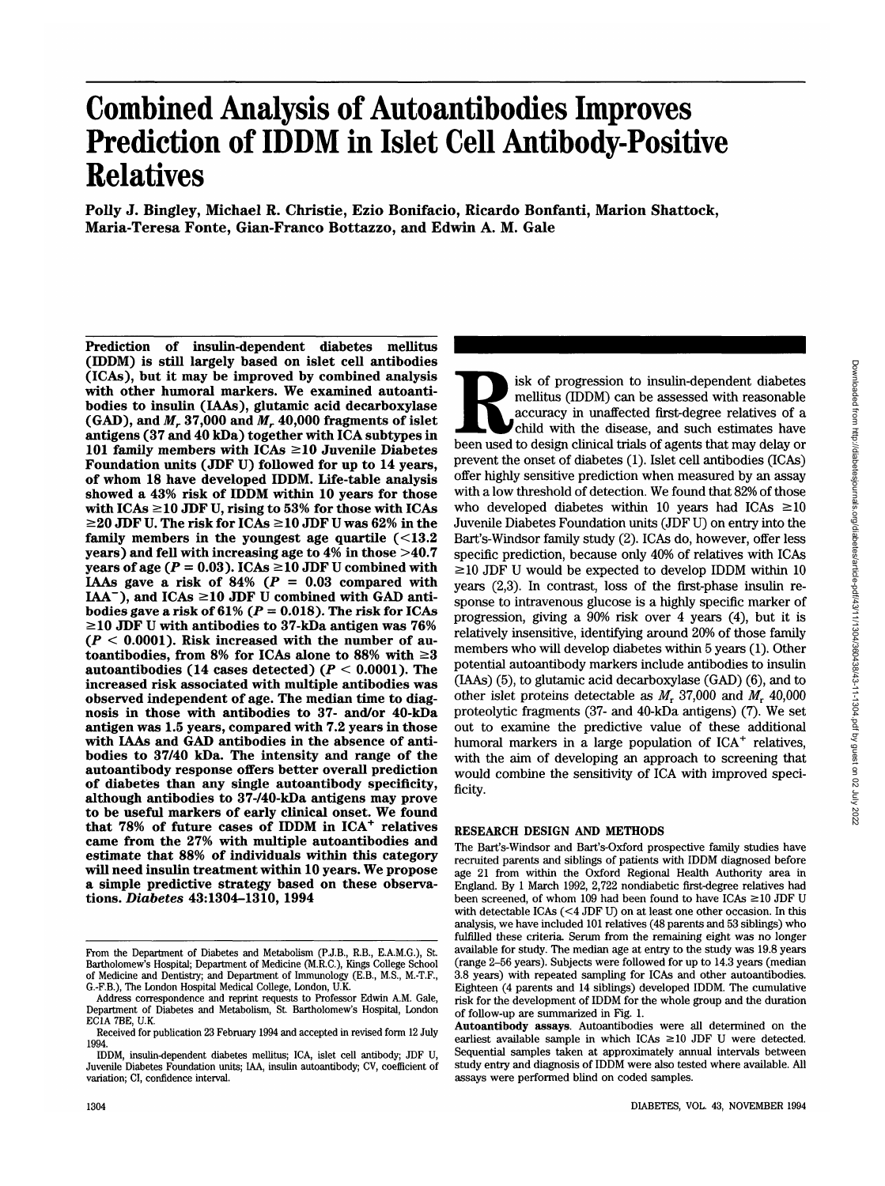# Combined Analysis of Autoantibodies Improves Prediction of IDDM in Islet Cell Antibody-Positive Relatives

**Polly J. Bingley, Michael R. Christie, Ezio Bonifacio, Ricardo Bonfanti, Marion Shattock, Maria-Teresa Fonte, Gian-Franco Bottazzo, and Edwin A. M. Gale**

**Prediction of insulin-dependent diabetes mellitus (IDDM) is still largely based on islet cell antibodies (ICAs), but it may be improved by combined analysis with other humoral markers. We examined autoantibodies to insulin (IAAs), glutamic acid decarboxylase (GAD), and $M_r$ 37,000 and $M_r$ 40,000 fragments of islet antigens (37 and 40 kDa) together with ICA subtypes in 101 family members with ICAs ≥10 Juvenile Diabetes Foundation units (JDF U) followed for up to 14 years, of whom 18 have developed IDDM. Life-table analysis showed a 43% risk of IDDM within 10 years for those with ICAs ≥10 JDF U, rising to 53% for those with ICAs ≥20 JDF U. The risk for ICAs ≥10 JDF U was 62% in the family members in the youngest age quartile (<13.2 years) and fell with increasing age to 4% in those >40.7 years of age ($P = 0.03$). ICAs ≥10 JDF U combined with IAAs gave a risk of 84% ($P = 0.03$ compared with IAA$^-$), and ICAs ≥10 JDF U combined with GAD antibodies gave a risk of 61% ($P = 0.018$). The risk for ICAs ≥10 JDF U with antibodies to 37-kDa antigen was 76% ($P < 0.0001$). Risk increased with the number of autoantibodies, from 8% for ICAs alone to 88% with ≥3 autoantibodies (14 cases detected) ($P < 0.0001$). The increased risk associated with multiple antibodies was observed independent of age. The median time to diagnosis in those with antibodies to 37- and/or 40-kDa antigen was 1.5 years, compared with 7.2 years in those with IAAs and GAD antibodies in the absence of antibodies to 37/40 kDa. The intensity and range of the autoantibody response offers better overall prediction of diabetes than any single autoantibody specificity, although antibodies to 37-/40-kDa antigens may prove to be useful markers of early clinical onset. We found that 78% of future cases of IDDM in ICA$^+$ relatives came from the 27% with multiple autoantibodies and estimate that 88% of individuals within this category will need insulin treatment within 10 years. We propose a simple predictive strategy based on these observations.** *Diabetes* **43:1304–1310, 1994**

From the Department of Diabetes and Metabolism (P.J.B., R.B., E.A.M.G.), St. Bartholomew's Hospital; Department of Medicine (M.R.C.), Kings College School of Medicine and Dentistry; and Department of Immunology (E.B., M.S., M.-T.F., G.-F.B.), The London Hospital Medical College, London, U.K.

Address correspondence and reprint requests to Professor Edwin A.M. Gale, Department of Diabetes and Metabolism, St. Bartholomew's Hospital, London EC1A 7BE, U.K.

Received for publication 23 February 1994 and accepted in revised form 12 July 1994.

IDDM, insulin-dependent diabetes mellitus; ICA, islet cell antibody; JDF U, Juvenile Diabetes Foundation units; IAA, insulin autoantibody; CV, coefficient of variation; CI, confidence interval.

Risk of progression to insulin-dependent diabetes mellitus (IDDM) can be assessed with reasonable accuracy in unaffected first-degree relatives of a child with the disease, and such estimates have been used to design clinical trials of agents that may delay or prevent the onset of diabetes (1). Islet cell antibodies (ICAs) offer highly sensitive prediction when measured by an assay with a low threshold of detection. We found that 82% of those who developed diabetes within 10 years had ICAs ≥10 Juvenile Diabetes Foundation units (JDF U) on entry into the Bart's-Windsor family study (2). ICAs do, however, offer less specific prediction, because only 40% of relatives with ICAs ≥10 JDF U would be expected to develop IDDM within 10 years (2,3). In contrast, loss of the first-phase insulin response to intravenous glucose is a highly specific marker of progression, giving a 90% risk over 4 years (4), but it is relatively insensitive, identifying around 20% of those family members who will develop diabetes within 5 years (1). Other potential autoantibody markers include antibodies to insulin (IAAs) (5), to glutamic acid decarboxylase (GAD) (6), and to other islet proteins detectable as $M_r$ 37,000 and $M_r$ 40,000 proteolytic fragments (37- and 40-kDa antigens) (7). We set out to examine the predictive value of these additional humoral markers in a large population of ICA$^+$ relatives, with the aim of developing an approach to screening that would combine the sensitivity of ICA with improved specificity.

## RESEARCH DESIGN AND METHODS

The Bart's-Windsor and Bart's-Oxford prospective family studies have recruited parents and siblings of patients with IDDM diagnosed before age 21 from within the Oxford Regional Health Authority area in England. By 1 March 1992, 2,722 nondiabetic first-degree relatives had been screened, of whom 109 had been found to have ICAs ≥10 JDF U with detectable ICAs (<4 JDF U) on at least one other occasion. In this analysis, we have included 101 relatives (48 parents and 53 siblings) who fulfilled these criteria. Serum from the remaining eight was no longer available for study. The median age at entry to the study was 19.8 years (range 2–56 years). Subjects were followed for up to 14.3 years (median 3.8 years) with repeated sampling for ICAs and other autoantibodies. Eighteen (4 parents and 14 siblings) developed IDDM. The cumulative risk for the development of IDDM for the whole group and the duration of follow-up are summarized in Fig. 1.

**Autoantibody assays.** Autoantibodies were all determined on the earliest available sample in which ICAs ≥10 JDF U were detected. Sequential samples taken at approximately annual intervals between study entry and diagnosis of IDDM were also tested where available. All assays were performed blind on coded samples.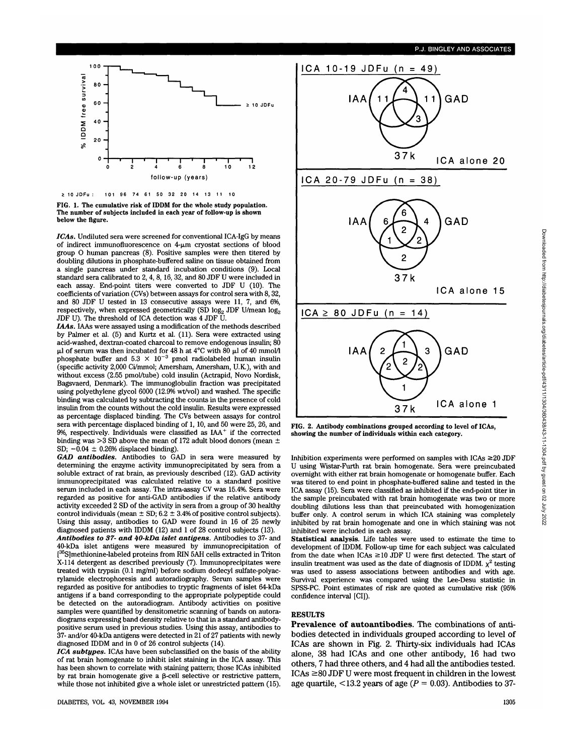FIG. 1. The cumulative risk of IDDM for the whole study population. The number of subjects included in each year of follow-up is shown below the figure.

*ICAs.* Undiluted sera were screened for conventional ICA-IgG by means of indirect immunofluorescence on 4-μm cryostat sections of blood group O human pancreas (8). Positive samples were then titered by doubling dilutions in phosphate-buffered saline on tissue obtained from a single pancreas under standard incubation conditions (9). Local standard sera calibrated to 2, 4, 8, 16, 32, and 80 JDF U were included in each assay. End-point titers were converted to JDF U (10). The coefficients of variation (CVs) between assays for control sera with 8, 32, and 80 JDF U tested in 13 consecutive assays were 11, 7, and 6%, respectively, when expressed geometrically (SD $\log_2$ JDF U/mean $\log_2$ JDF U). The threshold of ICA detection was 4 JDF U.

*IAAs.* IAAs were assayed using a modification of the methods described by Palmer et al. (5) and Kurtz et al. (11). Sera were extracted using acid-washed, dextran-coated charcoal to remove endogenous insulin; 80 μl of serum was then incubated for 48 h at 4°C with 80 μl of 40 mmol/l phosphate buffer and $5.3 \times 10^{-3}$ pmol radiolabeled human insulin (specific activity 2,000 Ci/mmol; Amersham, Amersham, U.K.), with and without excess (2.55 pmol/tube) cold insulin (Actrapid, Novo Nordisk, Bagsvaerd, Denmark). The immunoglobulin fraction was precipitated using polyethylene glycol 6000 (12.9% wt/vol) and washed. The specific binding was calculated by subtracting the counts in the presence of cold insulin from the counts without the cold insulin. Results were expressed as percentage displaced binding. The CVs between assays for control sera with percentage displaced binding of 1, 10, and 50 were 25, 26, and 9%, respectively. Individuals were classified as IAA$^+$ if the corrected binding was >3 SD above the mean of 172 adult blood donors (mean ± SD; −0.04 ± 0.26% displaced binding).

*GAD antibodies.* Antibodies to GAD in sera were measured by determining the enzyme activity immunoprecipitated by sera from a soluble extract of rat brain, as previously described (12). GAD activity immunoprecipitated was calculated relative to a standard positive serum included in each assay. The intra-assay CV was 15.4%. Sera were regarded as positive for anti-GAD antibodies if the relative antibody activity exceeded 2 SD of the activity in sera from a group of 30 healthy control individuals (mean ± SD; 6.2 ± 3.4% of positive control subjects). Using this assay, antibodies to GAD were found in 16 of 25 newly diagnosed patients with IDDM (12) and 1 of 28 control subjects (13).

*Antibodies to 37- and 40-kDa islet antigens.* Antibodies to 37- and 40-kDa islet antigens were measured by immunoprecipitation of [$^{35}$S]methionine-labeled proteins from RIN 5AH cells extracted in Triton X-114 detergent as described previously (7). Immunoprecipitates were treated with trypsin (0.1 mg/ml) before sodium dodecyl sulfate-polyacrylamide electrophoresis and autoradiography. Serum samples were regarded as positive for antibodies to tryptic fragments of islet 64-kDa antigens if a band corresponding to the appropriate polypeptide could be detected on the autoradiogram. Antibody activities on positive samples were quantified by densitometric scanning of bands on autoradiograms expressing band density relative to that in a standard antibody-positive serum used in previous studies. Using this assay, antibodies to 37- and/or 40-kDa antigens were detected in 21 of 27 patients with newly diagnosed IDDM and in 0 of 26 control subjects (14).

*ICA subtypes.* ICAs have been subclassified on the basis of the ability of rat brain homogenate to inhibit islet staining in the ICA assay. This has been shown to correlate with staining pattern; those ICAs inhibited by rat brain homogenate give a β-cell selective or restrictive pattern, while those not inhibited give a whole islet or unrestricted pattern (15).

FIG. 2. Antibody combinations grouped according to level of ICAs, showing the number of individuals within each category.

Inhibition experiments were performed on samples with ICAs ≥20 JDF U using Wistar-Furth rat brain homogenate. Sera were preincubated overnight with either rat brain homogenate or homogenate buffer. Each was titered to end point in phosphate-buffered saline and tested in the ICA assay (15). Sera were classified as inhibited if the end-point titer in the sample preincubated with rat brain homogenate was two or more doubling dilutions less than that preincubated with homogenization buffer only. A control serum in which ICA staining was completely inhibited by rat brain homogenate and one in which staining was not inhibited were included in each assay.

**Statistical analysis.** Life tables were used to estimate the time to development of IDDM. Follow-up time for each subject was calculated from the date when ICAs ≥10 JDF U were first detected. The start of insulin treatment was used as the date of diagnosis of IDDM. $\chi^2$ testing was used to assess associations between antibodies and with age. Survival experience was compared using the Lee-Desu statistic in SPSS-PC. Point estimates of risk are quoted as cumulative risk (95% confidence interval [CI]).

## RESULTS

**Prevalence of autoantibodies.** The combinations of antibodies detected in individuals grouped according to level of ICAs are shown in Fig. 2. Thirty-six individuals had ICAs alone, 38 had ICAs and one other antibody, 16 had two others, 7 had three others, and 4 had all the antibodies tested. ICAs ≥80 JDF U were most frequent in children in the lowest age quartile, <13.2 years of age ($P = 0.03$). Antibodies to 37-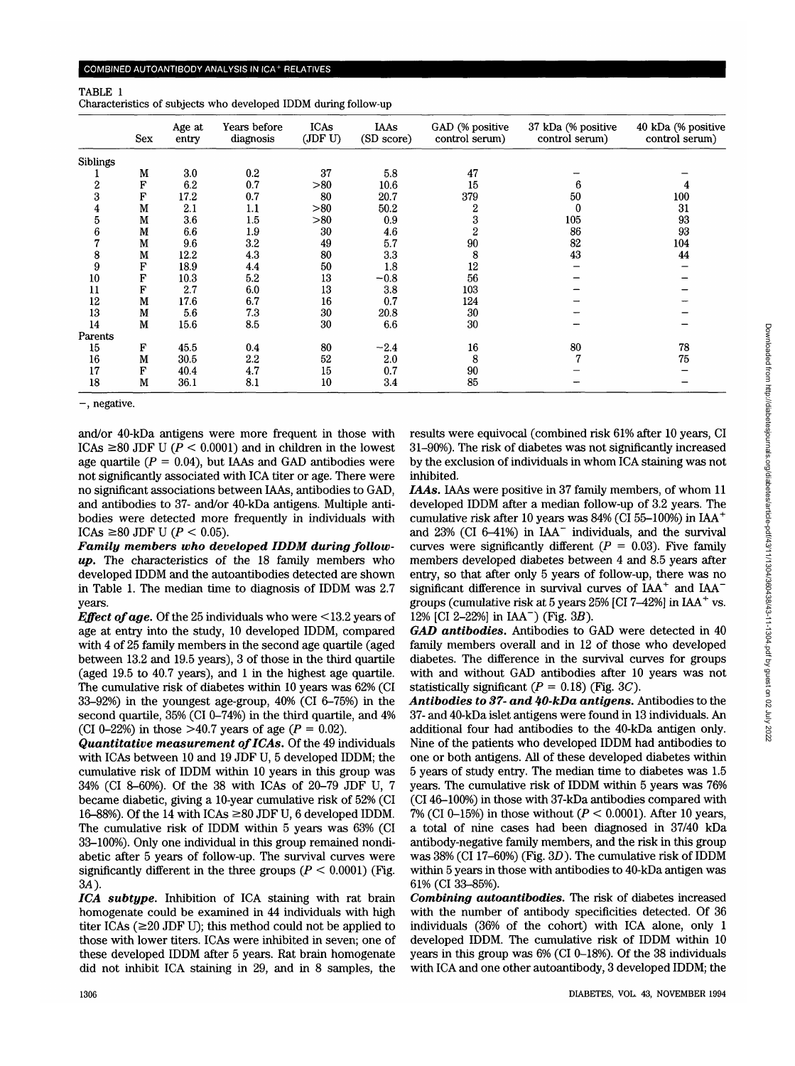TABLE 1
Characteristics of subjects who developed IDDM during follow-up

| | Sex | Age at entry | Years before diagnosis | ICAs (JDF U) | IAAs (SD score) | GAD (% positive control serum) | 37 kDa (% positive control serum) | 40 kDa (% positive control serum) |
|---|---|---|---|---|---|---|---|---|
| Siblings | | | | | | | | |
| 1 | M | 3.0 | 0.2 | 37 | 5.8 | 47 | – | – |
| 2 | F | 6.2 | 0.7 | >80 | 10.6 | 15 | 6 | 4 |
| 3 | F | 17.2 | 0.7 | 80 | 20.7 | 379 | 50 | 100 |
| 4 | M | 2.1 | 1.1 | >80 | 50.2 | 2 | 0 | 31 |
| 5 | M | 3.6 | 1.5 | >80 | 0.9 | 3 | 105 | 93 |
| 6 | M | 6.6 | 1.9 | 30 | 4.6 | 2 | 86 | 93 |
| 7 | M | 9.6 | 3.2 | 49 | 5.7 | 90 | 82 | 104 |
| 8 | M | 12.2 | 4.3 | 80 | 3.3 | 8 | 43 | 44 |
| 9 | F | 18.9 | 4.4 | 50 | 1.8 | 12 | – | – |
| 10 | F | 10.3 | 5.2 | 13 | −0.8 | 56 | – | – |
| 11 | F | 2.7 | 6.0 | 13 | 3.8 | 103 | – | – |
| 12 | M | 17.6 | 6.7 | 16 | 0.7 | 124 | – | – |
| 13 | M | 5.6 | 7.3 | 30 | 20.8 | 30 | – | – |
| 14 | M | 15.6 | 8.5 | 30 | 6.6 | 30 | – | – |
| Parents | | | | | | | | |
| 15 | F | 45.5 | 0.4 | 80 | −2.4 | 16 | 80 | 78 |
| 16 | M | 30.5 | 2.2 | 52 | 2.0 | 8 | 7 | 75 |
| 17 | F | 40.4 | 4.7 | 15 | 0.7 | 90 | – | – |
| 18 | M | 36.1 | 8.1 | 10 | 3.4 | 85 | – | – |

–, negative.

and/or 40-kDa antigens were more frequent in those with ICAs ≥80 JDF U ($P < 0.0001$) and in children in the lowest age quartile ($P = 0.04$), but IAAs and GAD antibodies were not significantly associated with ICA titer or age. There were no significant associations between IAAs, antibodies to GAD, and antibodies to 37- and/or 40-kDa antigens. Multiple antibodies were detected more frequently in individuals with ICAs ≥80 JDF U ($P < 0.05$).

***Family members who developed IDDM during follow-up.*** The characteristics of the 18 family members who developed IDDM and the autoantibodies detected are shown in Table 1. The median time to diagnosis of IDDM was 2.7 years.

***Effect of age.*** Of the 25 individuals who were <13.2 years of age at entry into the study, 10 developed IDDM, compared with 4 of 25 family members in the second age quartile (aged between 13.2 and 19.5 years), 3 of those in the third quartile (aged 19.5 to 40.7 years), and 1 in the highest age quartile. The cumulative risk of diabetes within 10 years was 62% (CI 33–92%) in the youngest age-group, 40% (CI 6–75%) in the second quartile, 35% (CI 0–74%) in the third quartile, and 4% (CI 0–22%) in those >40.7 years of age ($P = 0.02$).

***Quantitative measurement of ICAs.*** Of the 49 individuals with ICAs between 10 and 19 JDF U, 5 developed IDDM; the cumulative risk of IDDM within 10 years in this group was 34% (CI 8–60%). Of the 38 with ICAs of 20–79 JDF U, 7 became diabetic, giving a 10-year cumulative risk of 52% (CI 16–88%). Of the 14 with ICAs ≥80 JDF U, 6 developed IDDM. The cumulative risk of IDDM within 5 years was 63% (CI 33–100%). Only one individual in this group remained nondiabetic after 5 years of follow-up. The survival curves were significantly different in the three groups ($P < 0.0001$) (Fig. 3*A*).

***ICA subtype.*** Inhibition of ICA staining with rat brain homogenate could be examined in 44 individuals with high titer ICAs (≥20 JDF U); this method could not be applied to those with lower titers. ICAs were inhibited in seven; one of these developed IDDM after 5 years. Rat brain homogenate did not inhibit ICA staining in 29, and in 8 samples, the results were equivocal (combined risk 61% after 10 years, CI 31–90%). The risk of diabetes was not significantly increased by the exclusion of individuals in whom ICA staining was not inhibited.

***IAAs.*** IAAs were positive in 37 family members, of whom 11 developed IDDM after a median follow-up of 3.2 years. The cumulative risk after 10 years was 84% (CI 55–100%) in $IAA^+$ and 23% (CI 6–41%) in $IAA^-$ individuals, and the survival curves were significantly different ($P = 0.03$). Five family members developed diabetes between 4 and 8.5 years after entry, so that after only 5 years of follow-up, there was no significant difference in survival curves of $IAA^+$ and $IAA^-$ groups (cumulative risk at 5 years 25% [CI 7–42%] in $IAA^+$ vs. 12% [CI 2–22%] in $IAA^-$) (Fig. 3*B*).

***GAD antibodies.*** Antibodies to GAD were detected in 40 family members overall and in 12 of those who developed diabetes. The difference in the survival curves for groups with and without GAD antibodies after 10 years was not statistically significant ($P = 0.18$) (Fig. 3*C*).

***Antibodies to 37- and 40-kDa antigens.*** Antibodies to the 37- and 40-kDa islet antigens were found in 13 individuals. An additional four had antibodies to the 40-kDa antigen only. Nine of the patients who developed IDDM had antibodies to one or both antigens. All of these developed diabetes within 5 years of study entry. The median time to diabetes was 1.5 years. The cumulative risk of IDDM within 5 years was 76% (CI 46–100%) in those with 37-kDa antibodies compared with 7% (CI 0–15%) in those without ($P < 0.0001$). After 10 years, a total of nine cases had been diagnosed in 37/40 kDa antibody-negative family members, and the risk in this group was 38% (CI 17–60%) (Fig. 3*D*). The cumulative risk of IDDM within 5 years in those with antibodies to 40-kDa antigen was 61% (CI 33–85%).

***Combining autoantibodies.*** The risk of diabetes increased with the number of antibody specificities detected. Of 36 individuals (36% of the cohort) with ICA alone, only 1 developed IDDM. The cumulative risk of IDDM within 10 years in this group was 6% (CI 0–18%). Of the 38 individuals with ICA and one other autoantibody, 3 developed IDDM; the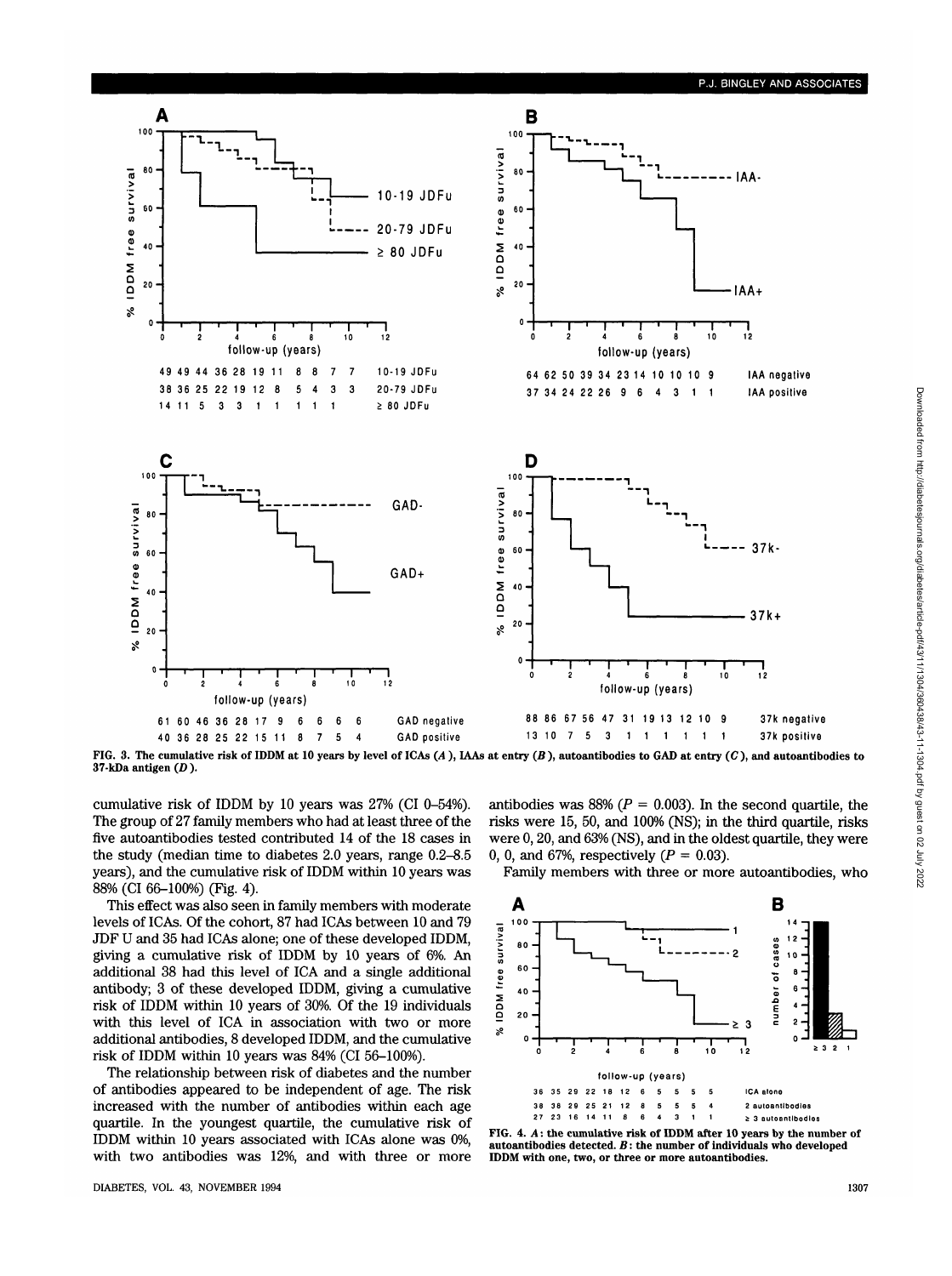FIG. 3. The cumulative risk of IDDM at 10 years by level of ICAs (*A*), IAAs at entry (*B*), autoantibodies to GAD at entry (*C*), and autoantibodies to 37-kDa antigen (*D*).

cumulative risk of IDDM by 10 years was 27% (CI 0–54%). The group of 27 family members who had at least three of the five autoantibodies tested contributed 14 of the 18 cases in the study (median time to diabetes 2.0 years, range 0.2–8.5 years), and the cumulative risk of IDDM within 10 years was 88% (CI 66–100%) (Fig. 4).

This effect was also seen in family members with moderate levels of ICAs. Of the cohort, 87 had ICAs between 10 and 79 JDF U and 35 had ICAs alone; one of these developed IDDM, giving a cumulative risk of IDDM by 10 years of 6%. An additional 38 had this level of ICA and a single additional antibody; 3 of these developed IDDM, giving a cumulative risk of IDDM within 10 years of 30%. Of the 19 individuals with this level of ICA in association with two or more additional antibodies, 8 developed IDDM, and the cumulative risk of IDDM within 10 years was 84% (CI 56–100%).

The relationship between risk of diabetes and the number of antibodies appeared to be independent of age. The risk increased with the number of antibodies within each age quartile. In the youngest quartile, the cumulative risk of IDDM within 10 years associated with ICAs alone was 0%, with two antibodies was 12%, and with three or more antibodies was 88% ($P = 0.003$). In the second quartile, the risks were 15, 50, and 100% (NS); in the third quartile, risks were 0, 20, and 63% (NS), and in the oldest quartile, they were 0, 0, and 67%, respectively ($P = 0.03$).

Family members with three or more autoantibodies, who

FIG. 4. *A*: the cumulative risk of IDDM after 10 years by the number of autoantibodies detected. *B*: the number of individuals who developed IDDM with one, two, or three or more autoantibodies.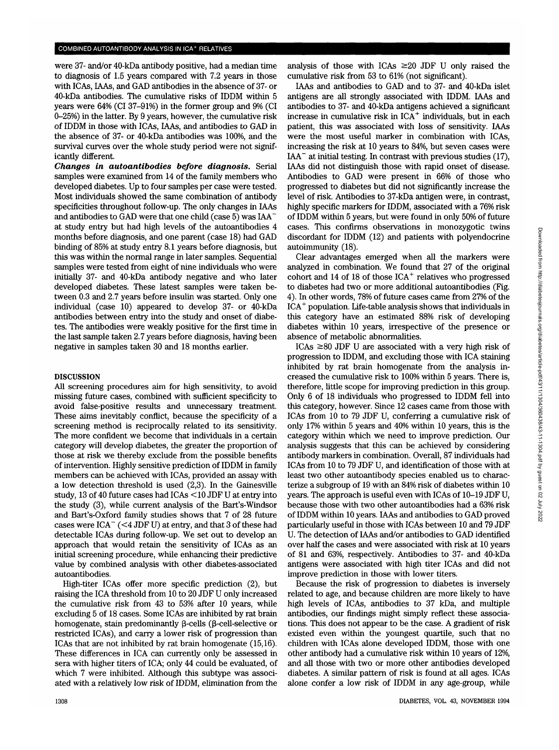were 37- and/or 40-kDa antibody positive, had a median time to diagnosis of 1.5 years compared with 7.2 years in those with ICAs, IAAs, and GAD antibodies in the absence of 37- or 40-kDa antibodies. The cumulative risks of IDDM within 5 years were 64% (CI 37–91%) in the former group and 9% (CI 0–25%) in the latter. By 9 years, however, the cumulative risk of IDDM in those with ICAs, IAAs, and antibodies to GAD in the absence of 37- or 40-kDa antibodies was 100%, and the survival curves over the whole study period were not significantly different.

***Changes in autoantibodies before diagnosis.*** Serial samples were examined from 14 of the family members who developed diabetes. Up to four samples per case were tested. Most individuals showed the same combination of antibody specificities throughout follow-up. The only changes in IAAs and antibodies to GAD were that one child (case 5) was IAA$^-$ at study entry but had high levels of the autoantibodies 4 months before diagnosis, and one parent (case 18) had GAD binding of 85% at study entry 8.1 years before diagnosis, but this was within the normal range in later samples. Sequential samples were tested from eight of nine individuals who were initially 37- and 40-kDa antibody negative and who later developed diabetes. These latest samples were taken between 0.3 and 2.7 years before insulin was started. Only one individual (case 10) appeared to develop 37- or 40-kDa antibodies between entry into the study and onset of diabetes. The antibodies were weakly positive for the first time in the last sample taken 2.7 years before diagnosis, having been negative in samples taken 30 and 18 months earlier.

## DISCUSSION

All screening procedures aim for high sensitivity, to avoid missing future cases, combined with sufficient specificity to avoid false-positive results and unnecessary treatment. These aims inevitably conflict, because the specificity of a screening method is reciprocally related to its sensitivity. The more confident we become that individuals in a certain category will develop diabetes, the greater the proportion of those at risk we thereby exclude from the possible benefits of intervention. Highly sensitive prediction of IDDM in family members can be achieved with ICAs, provided an assay with a low detection threshold is used (2,3). In the Gainesville study, 13 of 40 future cases had ICAs <10 JDF U at entry into the study (3), while current analysis of the Bart's-Windsor and Bart's-Oxford family studies shows that 7 of 28 future cases were ICA$^-$ (<4 JDF U) at entry, and that 3 of these had detectable ICAs during follow-up. We set out to develop an approach that would retain the sensitivity of ICAs as an initial screening procedure, while enhancing their predictive value by combined analysis with other diabetes-associated autoantibodies.

High-titer ICAs offer more specific prediction (2), but raising the ICA threshold from 10 to 20 JDF U only increased the cumulative risk from 43 to 53% after 10 years, while excluding 5 of 18 cases. Some ICAs are inhibited by rat brain homogenate, stain predominantly β-cells (β-cell-selective or restricted ICAs), and carry a lower risk of progression than ICAs that are not inhibited by rat brain homogenate (15,16). These differences in ICA can currently only be assessed in sera with higher titers of ICA; only 44 could be evaluated, of which 7 were inhibited. Although this subtype was associated with a relatively low risk of IDDM, elimination from the analysis of those with ICAs ≥20 JDF U only raised the cumulative risk from 53 to 61% (not significant).

IAAs and antibodies to GAD and to 37- and 40-kDa islet antigens are all strongly associated with IDDM. IAAs and antibodies to 37- and 40-kDa antigens achieved a significant increase in cumulative risk in ICA$^+$ individuals, but in each patient, this was associated with loss of sensitivity. IAAs were the most useful marker in combination with ICAs, increasing the risk at 10 years to 84%, but seven cases were IAA$^-$ at initial testing. In contrast with previous studies (17), IAAs did not distinguish those with rapid onset of disease. Antibodies to GAD were present in 66% of those who progressed to diabetes but did not significantly increase the level of risk. Antibodies to 37-kDa antigen were, in contrast, highly specific markers for IDDM, associated with a 76% risk of IDDM within 5 years, but were found in only 50% of future cases. This confirms observations in monozygotic twins discordant for IDDM (12) and patients with polyendocrine autoimmunity (18).

Clear advantages emerged when all the markers were analyzed in combination. We found that 27 of the original cohort and 14 of 18 of those ICA$^+$ relatives who progressed to diabetes had two or more additional autoantibodies (Fig. 4). In other words, 78% of future cases came from 27% of the ICA$^+$ population. Life-table analysis shows that individuals in this category have an estimated 88% risk of developing diabetes within 10 years, irrespective of the presence or absence of metabolic abnormalities.

ICAs ≥80 JDF U are associated with a very high risk of progression to IDDM, and excluding those with ICA staining inhibited by rat brain homogenate from the analysis increased the cumulative risk to 100% within 5 years. There is, therefore, little scope for improving prediction in this group. Only 6 of 18 individuals who progressed to IDDM fell into this category, however. Since 12 cases came from those with ICAs from 10 to 79 JDF U, conferring a cumulative risk of only 17% within 5 years and 40% within 10 years, this is the category within which we need to improve prediction. Our analysis suggests that this can be achieved by considering antibody markers in combination. Overall, 87 individuals had ICAs from 10 to 79 JDF U, and identification of those with at least two other autoantibody species enabled us to characterize a subgroup of 19 with an 84% risk of diabetes within 10 years. The approach is useful even with ICAs of 10–19 JDF U, because those with two other autoantibodies had a 63% risk of IDDM within 10 years. IAAs and antibodies to GAD proved particularly useful in those with ICAs between 10 and 79 JDF U. The detection of IAAs and/or antibodies to GAD identified over half the cases and were associated with risk at 10 years of 81 and 63%, respectively. Antibodies to 37- and 40-kDa antigens were associated with high titer ICAs and did not improve prediction in those with lower titers.

Because the risk of progression to diabetes is inversely related to age, and because children are more likely to have high levels of ICAs, antibodies to 37 kDa, and multiple antibodies, our findings might simply reflect these associations. This does not appear to be the case. A gradient of risk existed even within the youngest quartile, such that no children with ICAs alone developed IDDM, those with one other antibody had a cumulative risk within 10 years of 12%, and all those with two or more other antibodies developed diabetes. A similar pattern of risk is found at all ages. ICAs alone confer a low risk of IDDM in any age-group, while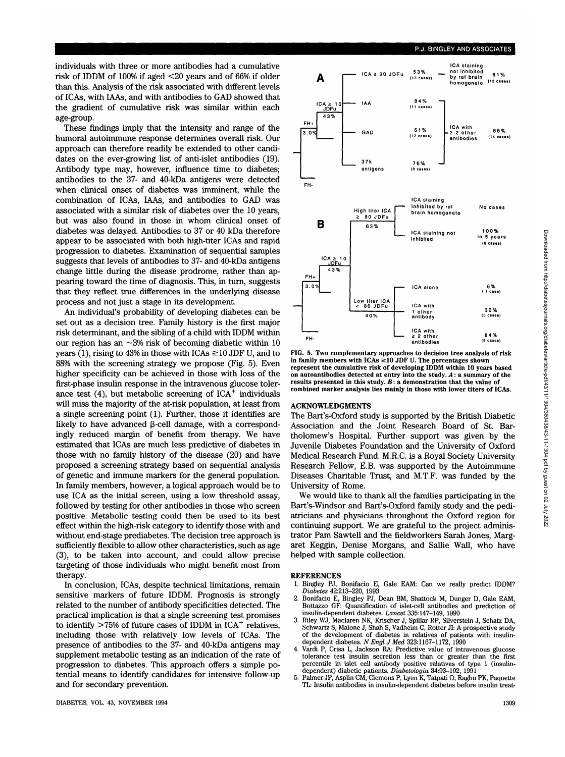individuals with three or more antibodies had a cumulative risk of IDDM of 100% if aged <20 years and of 66% if older than this. Analysis of the risk associated with different levels of ICAs, with IAAs, and with antibodies to GAD showed that the gradient of cumulative risk was similar within each age-group.

These findings imply that the intensity and range of the humoral autoimmune response determines overall risk. Our approach can therefore readily be extended to other candidates on the ever-growing list of anti-islet antibodies (19). Antibody type may, however, influence time to diabetes; antibodies to the 37- and 40-kDa antigens were detected when clinical onset of diabetes was imminent, while the combination of ICAs, IAAs, and antibodies to GAD was associated with a similar risk of diabetes over the 10 years, but was also found in those in whom clinical onset of diabetes was delayed. Antibodies to 37 or 40 kDa therefore appear to be associated with both high-titer ICAs and rapid progression to diabetes. Examination of sequential samples suggests that levels of antibodies to 37- and 40-kDa antigens change little during the disease prodrome, rather than appearing toward the time of diagnosis. This, in turn, suggests that they reflect true differences in the underlying disease process and not just a stage in its development.

An individual's probability of developing diabetes can be set out as a decision tree. Family history is the first major risk determinant, and the sibling of a child with IDDM within our region has an ~3% risk of becoming diabetic within 10 years (1), rising to 43% in those with ICAs ≥10 JDF U, and to 88% with the screening strategy we propose (Fig. 5). Even higher specificity can be achieved in those with loss of the first-phase insulin response in the intravenous glucose tolerance test (4), but metabolic screening of ICA$^+$ individuals will miss the majority of the at-risk population, at least from a single screening point (1). Further, those it identifies are likely to have advanced β-cell damage, with a correspondingly reduced margin of benefit from therapy. We have estimated that ICAs are much less predictive of diabetes in those with no family history of the disease (20) and have proposed a screening strategy based on sequential analysis of genetic and immune markers for the general population. In family members, however, a logical approach would be to use ICA as the initial screen, using a low threshold assay, followed by testing for other antibodies in those who screen positive. Metabolic testing could then be used to its best effect within the high-risk category to identify those with and without end-stage prediabetes. The decision tree approach is sufficiently flexible to allow other characteristics, such as age (3), to be taken into account, and could allow precise targeting of those individuals who might benefit most from therapy.

In conclusion, ICAs, despite technical limitations, remain sensitive markers of future IDDM. Prognosis is strongly related to the number of antibody specificities detected. The practical implication is that a single screening test promises to identify >75% of future cases of IDDM in ICA$^+$ relatives, including those with relatively low levels of ICAs. The presence of antibodies to the 37- and 40-kDa antigens may supplement metabolic testing as an indication of the rate of progression to diabetes. This approach offers a simple potential means to identify candidates for intensive follow-up and for secondary prevention.

A

FH+ 3.0%
FH-
ICA ≥ 10 JDFu 43%
ICA ≥ 20 JDFu 53% (13 cases)
ICA staining not inhibited by rat brain homogenate 61% (12 cases)
IAA 84% (11 cases)
GAD 61% (12 cases)
37k antigens 76% (8 cases)
ICA with ≥ 2 other antibodies 88% (14 cases)

B

FH+ 3.0%
FH-
ICA ≥ 10 JDFu 43%
High titer ICA ≥ 80 JDFu 63%
ICA staining inhibited by rat brain homogenate No cases
ICA staining not inhibited 100% in 5 years (6 cases)
Low titer ICA < 80 JDFu 40%
ICA alone 6% (1 case)
ICA with 1 other antibody 30% (3 cases)
ICA with ≥ 2 other antibodies 84% (8 cases)

**FIG. 5. Two complementary approaches to decision tree analysis of risk in family members with ICAs ≥10 JDF U. The percentages shown represent the cumulative risk of developing IDDM within 10 years based on autoantibodies detected at entry into the study. *A*: a summary of the results presented in this study. *B*: a demonstration that the value of combined marker analysis lies mainly in those with lower titers of ICAs.**

## ACKNOWLEDGMENTS

The Bart's-Oxford study is supported by the British Diabetic Association and the Joint Research Board of St. Bartholomew's Hospital. Further support was given by the Juvenile Diabetes Foundation and the University of Oxford Medical Research Fund. M.R.C. is a Royal Society University Research Fellow, E.B. was supported by the Autoimmune Diseases Charitable Trust, and M.T.F. was funded by the University of Rome.

We would like to thank all the families participating in the Bart's-Windsor and Bart's-Oxford family study and the pediatricians and physicians throughout the Oxford region for continuing support. We are grateful to the project administrator Pam Sawtell and the fieldworkers Sarah Jones, Margaret Keggin, Denise Morgans, and Sallie Wall, who have helped with sample collection.

## REFERENCES

1. Bingley PJ, Bonifacio E, Gale EAM: Can we really predict IDDM? *Diabetes* 42:213–220, 1993
2. Bonifacio E, Bingley PJ, Dean BM, Shattock M, Dunger D, Gale EAM, Bottazzo GF: Quantification of islet-cell antibodies and prediction of insulin-dependent diabetes. *Lancet* 335:147–149, 1990
3. Riley WJ, Maclaren NK, Krischer J, Spillar RP, Silverstein J, Schatz DA, Schwartz S, Malone J, Shah S, Vadheim C, Rotter JI: A prospective study of the development of diabetes in relatives of patients with insulin-dependent diabetes. *N Engl J Med* 323:1167–1172, 1990
4. Vardi P, Crisa L, Jackson RA: Predictive value of intravenous glucose tolerance test insulin secretion less than or greater than the first percentile in islet cell antibody positive relatives of type 1 (insulin-dependent) diabetic patients. *Diabetologia* 34:93–102, 1991
5. Palmer JP, Asplin CM, Clemons P, Lyen K, Tatpati O, Raghu PK, Paquette TL: Insulin antibodies in insulin-dependent diabetes before insulin treat-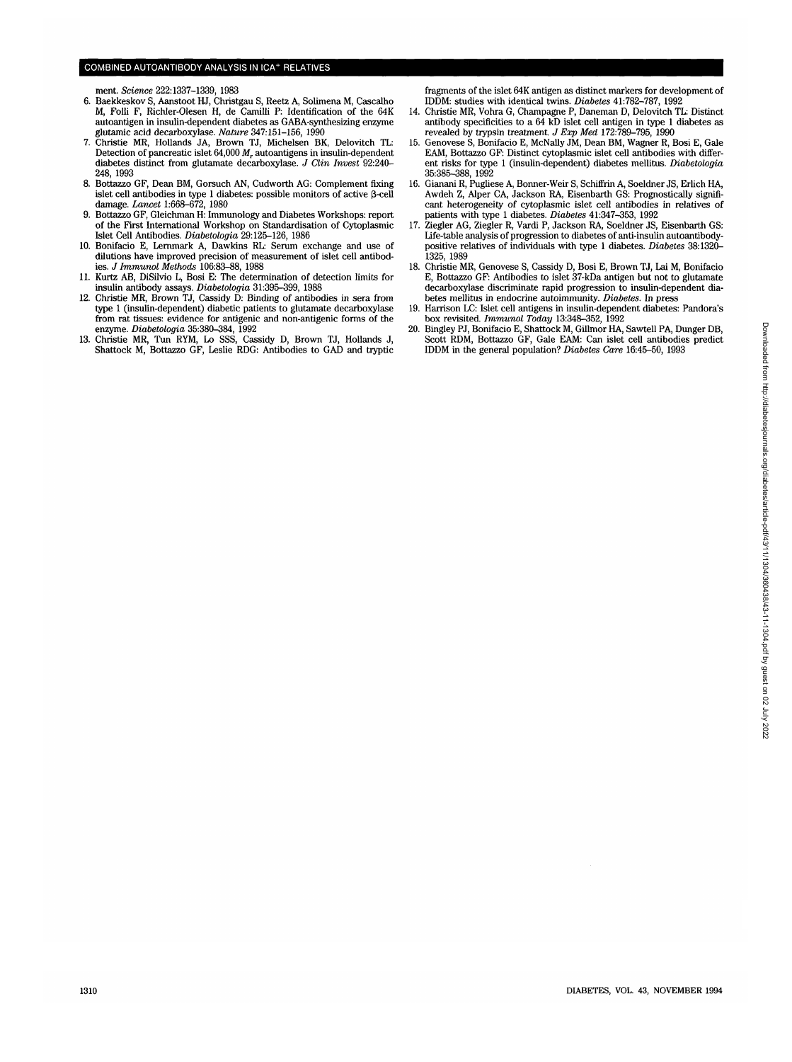ment. *Science* 222:1337–1339, 1983

6. Baekkeskov S, Aanstoot HJ, Christgau S, Reetz A, Solimena M, Cascalho M, Folli F, Richter-Olesen H, de Camilli P: Identification of the 64K autoantigen in insulin-dependent diabetes as GABA-synthesizing enzyme glutamic acid decarboxylase. *Nature* 347:151–156, 1990
7. Christie MR, Hollands JA, Brown TJ, Michelsen BK, Delovitch TL: Detection of pancreatic islet 64,000 $M_r$ autoantigens in insulin-dependent diabetes distinct from glutamate decarboxylase. *J Clin Invest* 92:240–248, 1993
8. Bottazzo GF, Dean BM, Gorsuch AN, Cudworth AG: Complement fixing islet cell antibodies in type 1 diabetes: possible monitors of active β-cell damage. *Lancet* 1:668–672, 1980
9. Bottazzo GF, Gleichman H: Immunology and Diabetes Workshops: report of the First International Workshop on Standardisation of Cytoplasmic Islet Cell Antibodies. *Diabetologia* 29:125–126, 1986
10. Bonifacio E, Lernmark A, Dawkins RL: Serum exchange and use of dilutions have improved precision of measurement of islet cell antibodies. *J Immunol Methods* 106:83–88, 1988
11. Kurtz AB, DiSilvio L, Bosi E: The determination of detection limits for insulin antibody assays. *Diabetologia* 31:395–399, 1988
12. Christie MR, Brown TJ, Cassidy D: Binding of antibodies in sera from type 1 (insulin-dependent) diabetic patients to glutamate decarboxylase from rat tissues: evidence for antigenic and non-antigenic forms of the enzyme. *Diabetologia* 35:380–384, 1992
13. Christie MR, Tun RYM, Lo SSS, Cassidy D, Brown TJ, Hollands J, Shattock M, Bottazzo GF, Leslie RDG: Antibodies to GAD and tryptic fragments of the islet 64K antigen as distinct markers for development of IDDM: studies with identical twins. *Diabetes* 41:782–787, 1992
14. Christie MR, Vohra G, Champagne P, Daneman D, Delovitch TL: Distinct antibody specificities to a 64 kD islet cell antigen in type 1 diabetes as revealed by trypsin treatment. *J Exp Med* 172:789–795, 1990
15. Genovese S, Bonifacio E, McNally JM, Dean BM, Wagner R, Bosi E, Gale EAM, Bottazzo GF: Distinct cytoplasmic islet cell antibodies with different risks for type 1 (insulin-dependent) diabetes mellitus. *Diabetologia* 35:385–388, 1992
16. Gianani R, Pugliese A, Bonner-Weir S, Schiffrin A, Soeldner JS, Erlich HA, Awdeh Z, Alper CA, Jackson RA, Eisenbarth GS: Prognostically significant heterogeneity of cytoplasmic islet cell antibodies in relatives of patients with type 1 diabetes. *Diabetes* 41:347–353, 1992
17. Ziegler AG, Ziegler R, Vardi P, Jackson RA, Soeldner JS, Eisenbarth GS: Life-table analysis of progression to diabetes of anti-insulin autoantibody-positive relatives of individuals with type 1 diabetes. *Diabetes* 38:1320–1325, 1989
18. Christie MR, Genovese S, Cassidy D, Bosi E, Brown TJ, Lai M, Bonifacio E, Bottazzo GF: Antibodies to islet 37-kDa antigen but not to glutamate decarboxylase discriminate rapid progression to insulin-dependent diabetes mellitus in endocrine autoimmunity. *Diabetes*. In press
19. Harrison LC: Islet cell antigens in insulin-dependent diabetes: Pandora's box revisited. *Immunol Today* 13:348–352, 1992
20. Bingley PJ, Bonifacio E, Shattock M, Gillmor HA, Sawtell PA, Dunger DB, Scott RDM, Bottazzo GF, Gale EAM: Can islet cell antibodies predict IDDM in the general population? *Diabetes Care* 16:45–50, 1993